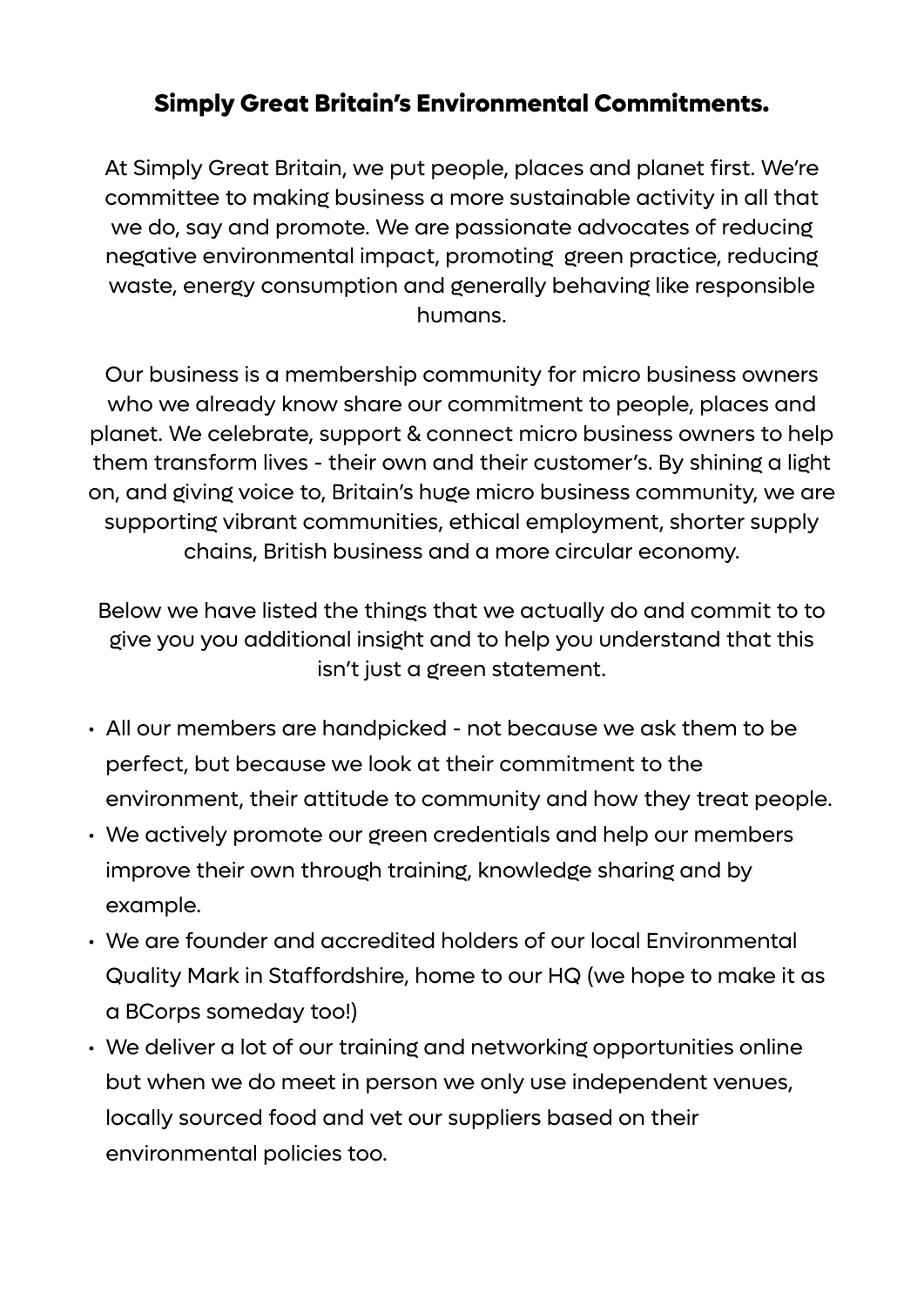# Simply Great Britain's Environmental Commitments.

At Simply Great Britain, we put people, places and planet first. We're committee to making business a more sustainable activity in all that we do, say and promote. We are passionate advocates of reducing negative environmental impact, promoting  green practice, reducing waste, energy consumption and generally behaving like responsible humans.

Our business is a membership community for micro business owners who we already know share our commitment to people, places and planet. We celebrate, support & connect micro business owners to help them transform lives - their own and their customer's. By shining a light on, and giving voice to, Britain's huge micro business community, we are supporting vibrant communities, ethical employment, shorter supply chains, British business and a more circular economy.

Below we have listed the things that we actually do and commit to to give you you additional insight and to help you understand that this isn't just a green statement.

- All our members are handpicked - not because we ask them to be perfect, but because we look at their commitment to the environment, their attitude to community and how they treat people.
- We actively promote our green credentials and help our members improve their own through training, knowledge sharing and by example.
- We are founder and accredited holders of our local Environmental Quality Mark in Staffordshire, home to our HQ (we hope to make it as a BCorps someday too!)
- We deliver a lot of our training and networking opportunities online but when we do meet in person we only use independent venues, locally sourced food and vet our suppliers based on their environmental policies too.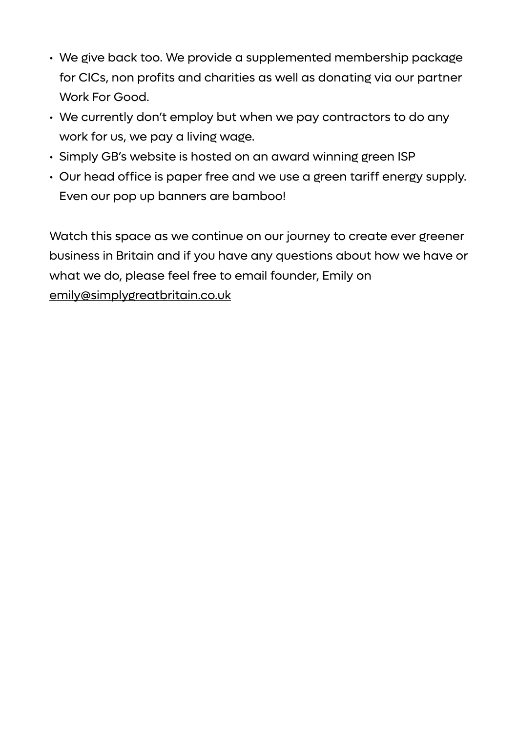- We give back too. We provide a supplemented membership package for CICs, non profits and charities as well as donating via our partner Work For Good.
- We currently don't employ but when we pay contractors to do any work for us, we pay a living wage.
- Simply GB's website is hosted on an award winning green ISP
- Our head office is paper free and we use a green tariff energy supply. Even our pop up banners are bamboo!

Watch this space as we continue on our journey to create ever greener business in Britain and if you have any questions about how we have or what we do, please feel free to email founder, Emily on emily@simplygreatbritain.co.uk